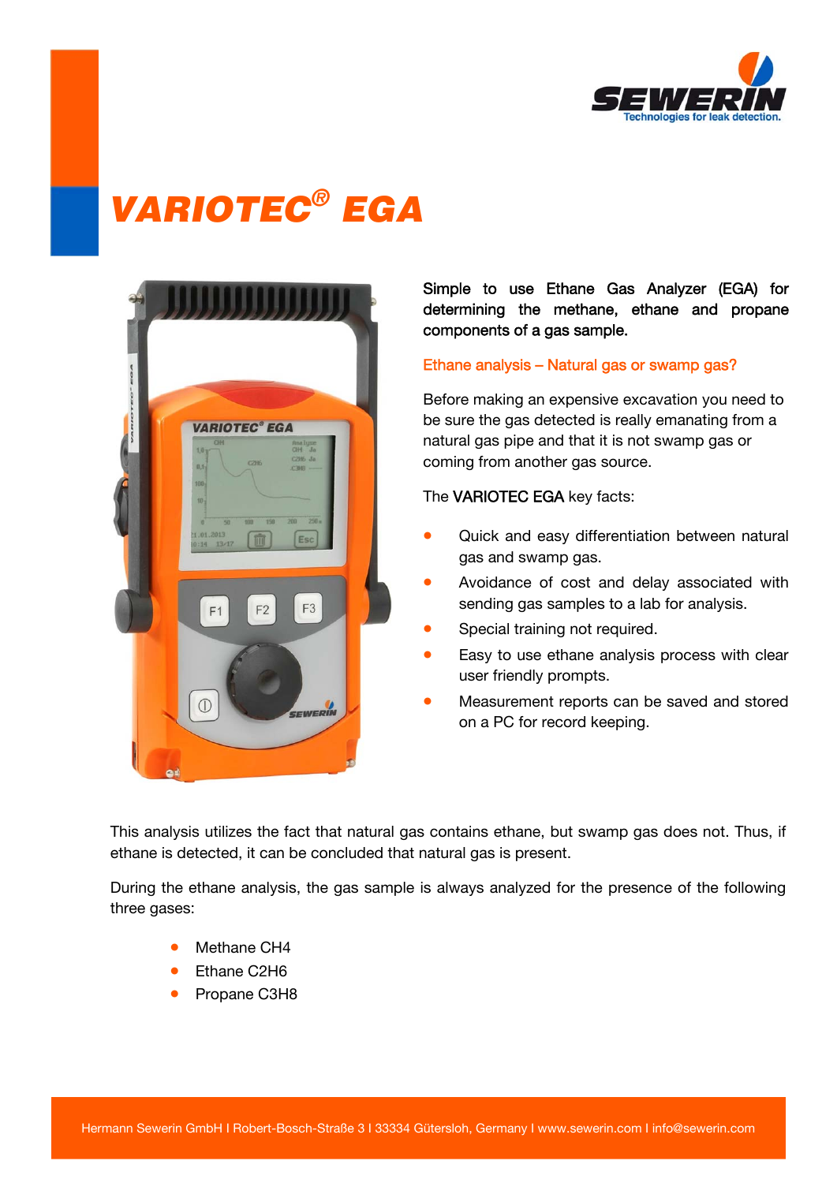# VARIOTEC® EGA

**Simple to use Ethane Gas Analyzer (EGA) for determining the methane, ethane and propane components of a gas sample.**

## Ethane analysis – Natural gas or swamp gas?

Before making an expensive excavation you need to be sure the gas detected is really emanating from a natural gas pipe and that it is not swamp gas or coming from another gas source.

The **VARIOTEC EGA** key facts:

- Quick and easy differentiation between natural gas and swamp gas.
- Avoidance of cost and delay associated with sending gas samples to a lab for analysis.
- Special training not required.
- Easy to use ethane analysis process with clear user friendly prompts.
- Measurement reports can be saved and stored on a PC for record keeping.

This analysis utilizes the fact that natural gas contains ethane, but swamp gas does not. Thus, if ethane is detected, it can be concluded that natural gas is present.

During the ethane analysis, the gas sample is always analyzed for the presence of the following three gases:

- Methane $CH_4$
- Ethane $C_2H_6$
- Propane $C_3H_8$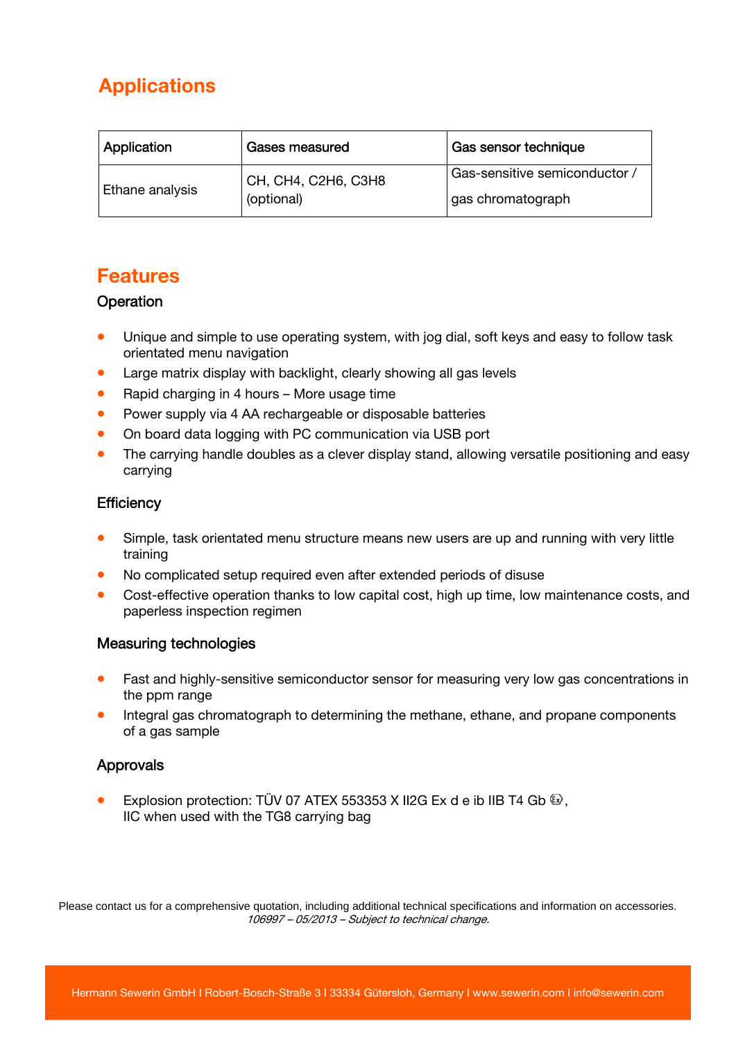## Applications

| Application | Gases measured | Gas sensor technique |
| --- | --- | --- |
| Ethane analysis | CH, $CH_4$, $C_2H_6$, $C_3H_8$ (optional) | Gas-sensitive semiconductor / gas chromatograph |

## Features

### Operation

- Unique and simple to use operating system, with jog dial, soft keys and easy to follow task orientated menu navigation
- Large matrix display with backlight, clearly showing all gas levels
- Rapid charging in 4 hours – More usage time
- Power supply via 4 AA rechargeable or disposable batteries
- On board data logging with PC communication via USB port
- The carrying handle doubles as a clever display stand, allowing versatile positioning and easy carrying

### Efficiency

- Simple, task orientated menu structure means new users are up and running with very little training
- No complicated setup required even after extended periods of disuse
- Cost-effective operation thanks to low capital cost, high up time, low maintenance costs, and paperless inspection regimen

### Measuring technologies

- Fast and highly-sensitive semiconductor sensor for measuring very low gas concentrations in the ppm range
- Integral gas chromatograph to determining the methane, ethane, and propane components of a gas sample

### Approvals

- Explosion protection: TÜV 07 ATEX 553353 X II2G Ex d e ib IIB T4 Gb ⟨Ex⟩,
  IIC when used with the TG8 carrying bag

Please contact us for a comprehensive quotation, including additional technical specifications and information on accessories.
*106997 – 05/2013 – Subject to technical change.*

Hermann Sewerin GmbH I Robert-Bosch-Straße 3 I 33334 Gütersloh, Germany I www.sewerin.com I info@sewerin.com